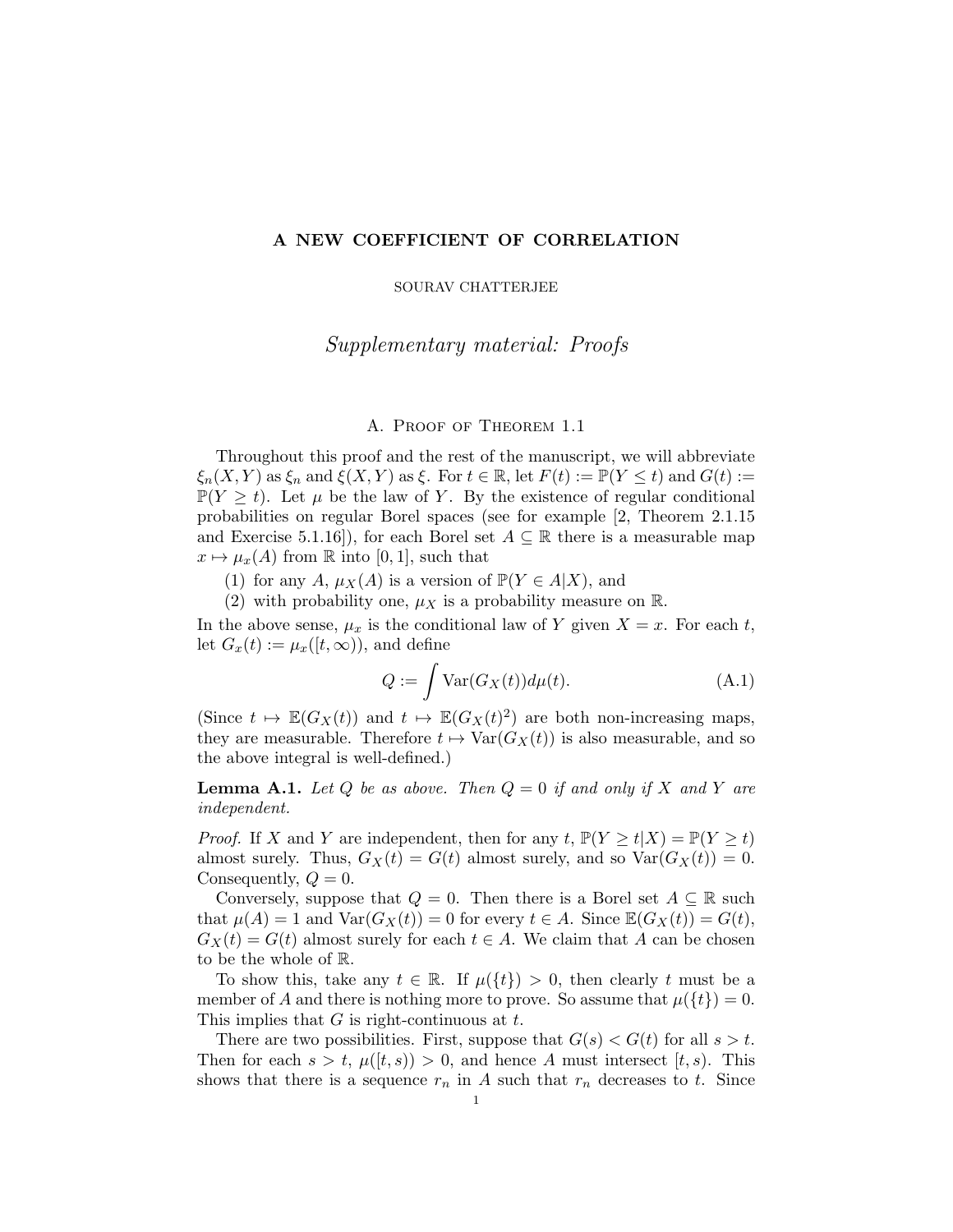# A NEW COEFFICIENT OF CORRELATION

SOURAV CHATTERJEE

## *Supplementary material: Proofs*

### A. Proof of Theorem 1.1

Throughout this proof and the rest of the manuscript, we will abbreviate $\xi_n(X,Y)$ as $\xi_n$ and $\xi(X,Y)$ as $\xi$. For $t \in \mathbb{R}$, let $F(t) := \mathbb{P}(Y \le t)$ and $G(t) := \mathbb{P}(Y \ge t)$. Let $\mu$ be the law of $Y$. By the existence of regular conditional probabilities on regular Borel spaces (see for example [2, Theorem 2.1.15 and Exercise 5.1.16]), for each Borel set $A \subseteq \mathbb{R}$ there is a measurable map $x \mapsto \mu_x(A)$ from $\mathbb{R}$ into $[0,1]$, such that

(1) for any $A$, $\mu_X(A)$ is a version of $\mathbb{P}(Y \in A|X)$, and
(2) with probability one, $\mu_X$ is a probability measure on $\mathbb{R}$.

In the above sense, $\mu_x$ is the conditional law of $Y$ given $X = x$. For each $t$, let $G_x(t) := \mu_x([t,\infty))$, and define

$$Q := \int \mathrm{Var}(G_X(t))d\mu(t). \tag{A.1}$$

(Since $t \mapsto \mathbb{E}(G_X(t))$ and $t \mapsto \mathbb{E}(G_X(t)^2)$ are both non-increasing maps, they are measurable. Therefore $t \mapsto \mathrm{Var}(G_X(t))$ is also measurable, and so the above integral is well-defined.)

**Lemma A.1.** *Let $Q$ be as above. Then $Q = 0$ if and only if $X$ and $Y$ are independent.*

*Proof.* If $X$ and $Y$ are independent, then for any $t$, $\mathbb{P}(Y \ge t|X) = \mathbb{P}(Y \ge t)$ almost surely. Thus, $G_X(t) = G(t)$ almost surely, and so $\mathrm{Var}(G_X(t)) = 0$. Consequently, $Q = 0$.

Conversely, suppose that $Q = 0$. Then there is a Borel set $A \subseteq \mathbb{R}$ such that $\mu(A) = 1$ and $\mathrm{Var}(G_X(t)) = 0$ for every $t \in A$. Since $\mathbb{E}(G_X(t)) = G(t)$, $G_X(t) = G(t)$ almost surely for each $t \in A$. We claim that $A$ can be chosen to be the whole of $\mathbb{R}$.

To show this, take any $t \in \mathbb{R}$. If $\mu(\{t\}) > 0$, then clearly $t$ must be a member of $A$ and there is nothing more to prove. So assume that $\mu(\{t\}) = 0$. This implies that $G$ is right-continuous at $t$.

There are two possibilities. First, suppose that $G(s) < G(t)$ for all $s > t$. Then for each $s > t$, $\mu([t,s)) > 0$, and hence $A$ must intersect $[t,s)$. This shows that there is a sequence $r_n$ in $A$ such that $r_n$ decreases to $t$. Since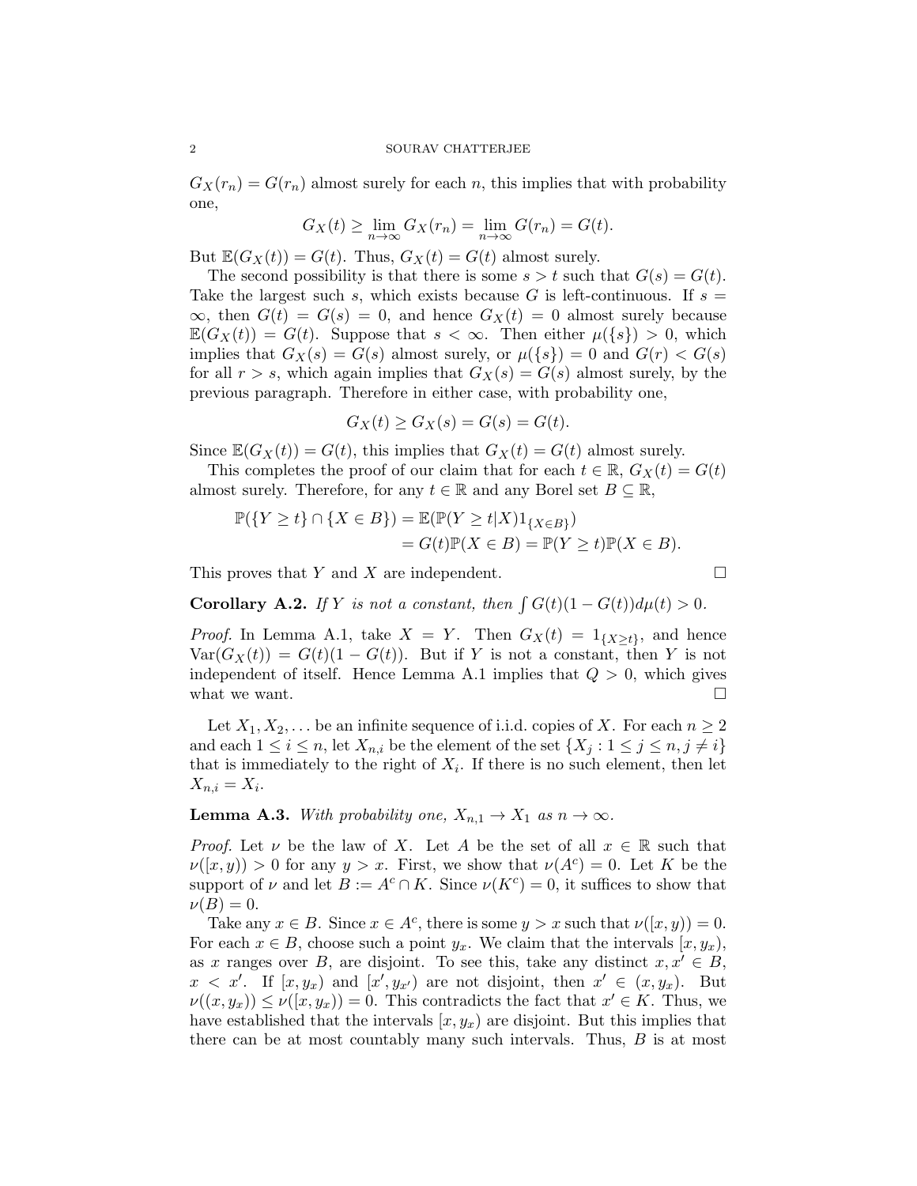$G_X(r_n) = G(r_n)$ almost surely for each $n$, this implies that with probability one,

$$G_X(t) \geq \lim_{n\to\infty} G_X(r_n) = \lim_{n\to\infty} G(r_n) = G(t).$$

But $\mathbb{E}(G_X(t)) = G(t)$. Thus, $G_X(t) = G(t)$ almost surely.

The second possibility is that there is some $s > t$ such that $G(s) = G(t)$. Take the largest such $s$, which exists because $G$ is left-continuous. If $s = \infty$, then $G(t) = G(s) = 0$, and hence $G_X(t) = 0$ almost surely because $\mathbb{E}(G_X(t)) = G(t)$. Suppose that $s < \infty$. Then either $\mu(\{s\}) > 0$, which implies that $G_X(s) = G(s)$ almost surely, or $\mu(\{s\}) = 0$ and $G(r) < G(s)$ for all $r > s$, which again implies that $G_X(s) = G(s)$ almost surely, by the previous paragraph. Therefore in either case, with probability one,

$$G_X(t) \geq G_X(s) = G(s) = G(t).$$

Since $\mathbb{E}(G_X(t)) = G(t)$, this implies that $G_X(t) = G(t)$ almost surely.

This completes the proof of our claim that for each $t \in \mathbb{R}$, $G_X(t) = G(t)$ almost surely. Therefore, for any $t \in \mathbb{R}$ and any Borel set $B \subseteq \mathbb{R}$,

$$\begin{aligned}\mathbb{P}(\{Y \geq t\} \cap \{X \in B\}) &= \mathbb{E}(\mathbb{P}(Y \geq t|X)1_{\{X\in B\}}) \\ &= G(t)\mathbb{P}(X \in B) = \mathbb{P}(Y \geq t)\mathbb{P}(X \in B).\end{aligned}$$

This proves that $Y$ and $X$ are independent. $\square$

**Corollary A.2.** *If $Y$ is not a constant, then $\int G(t)(1 - G(t))d\mu(t) > 0$.*

*Proof.* In Lemma A.1, take $X = Y$. Then $G_X(t) = 1_{\{X\geq t\}}$, and hence $\mathrm{Var}(G_X(t)) = G(t)(1 - G(t))$. But if $Y$ is not a constant, then $Y$ is not independent of itself. Hence Lemma A.1 implies that $Q > 0$, which gives what we want. $\square$

Let $X_1, X_2, \ldots$ be an infinite sequence of i.i.d. copies of $X$. For each $n \geq 2$ and each $1 \leq i \leq n$, let $X_{n,i}$ be the element of the set $\{X_j : 1 \leq j \leq n, j \neq i\}$ that is immediately to the right of $X_i$. If there is no such element, then let $X_{n,i} = X_i$.

**Lemma A.3.** *With probability one, $X_{n,1} \to X_1$ as $n \to \infty$.*

*Proof.* Let $\nu$ be the law of $X$. Let $A$ be the set of all $x \in \mathbb{R}$ such that $\nu([x, y)) > 0$ for any $y > x$. First, we show that $\nu(A^c) = 0$. Let $K$ be the support of $\nu$ and let $B := A^c \cap K$. Since $\nu(K^c) = 0$, it suffices to show that $\nu(B) = 0$.

Take any $x \in B$. Since $x \in A^c$, there is some $y > x$ such that $\nu([x, y)) = 0$. For each $x \in B$, choose such a point $y_x$. We claim that the intervals $[x, y_x)$, as $x$ ranges over $B$, are disjoint. To see this, take any distinct $x, x' \in B$, $x < x'$. If $[x, y_x)$ and $[x', y_{x'})$ are not disjoint, then $x' \in (x, y_x)$. But $\nu((x, y_x)) \leq \nu([x, y_x)) = 0$. This contradicts the fact that $x' \in K$. Thus, we have established that the intervals $[x, y_x)$ are disjoint. But this implies that there can be at most countably many such intervals. Thus, $B$ is at most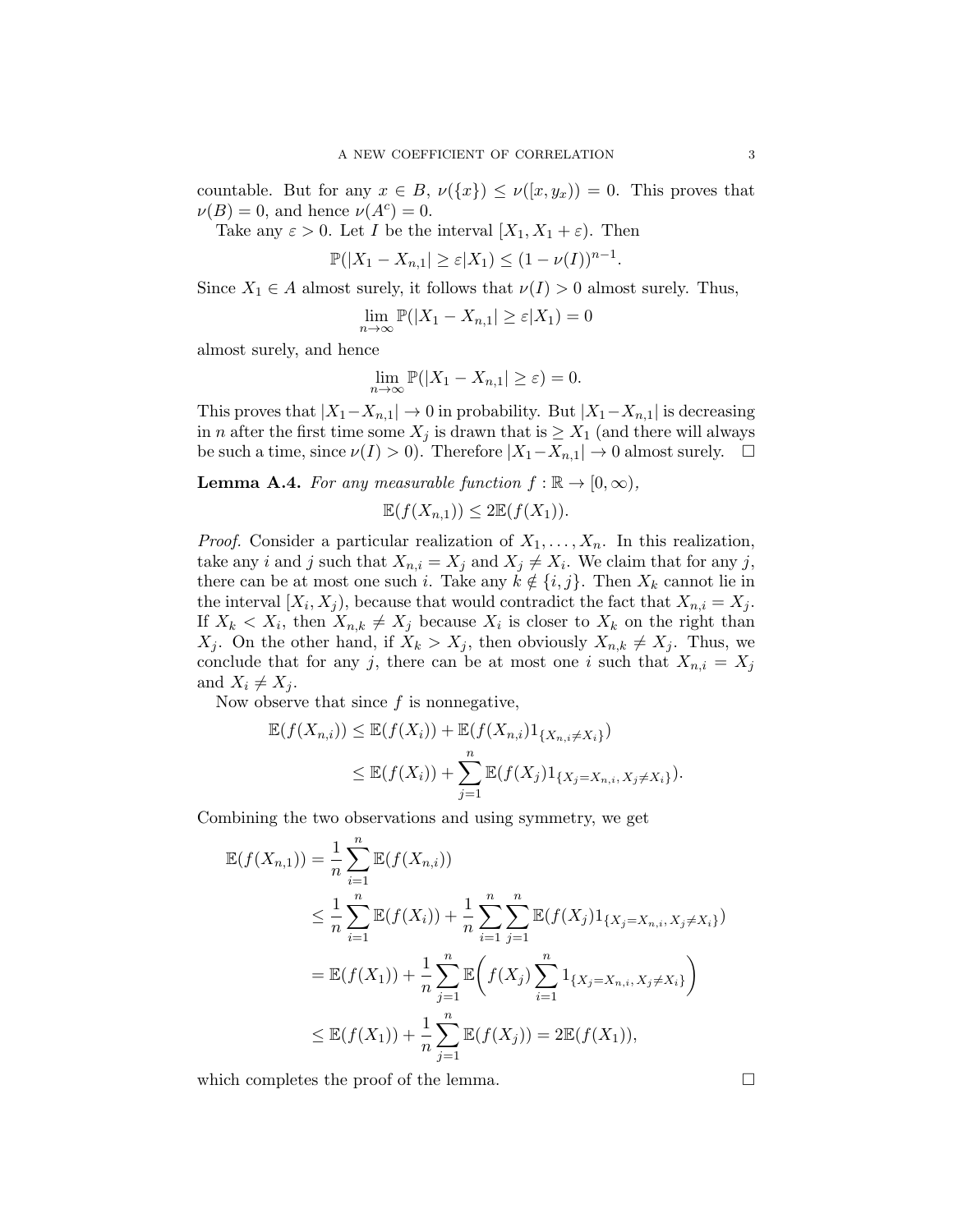countable. But for any $x \in B$, $\nu(\{x\}) \le \nu([x, y_x)) = 0$. This proves that $\nu(B) = 0$, and hence $\nu(A^c) = 0$.

Take any $\varepsilon > 0$. Let $I$ be the interval $[X_1, X_1 + \varepsilon)$. Then

$$\mathbb{P}(|X_1 - X_{n,1}| \ge \varepsilon | X_1) \le (1 - \nu(I))^{n-1}.$$

Since $X_1 \in A$ almost surely, it follows that $\nu(I) > 0$ almost surely. Thus,

$$\lim_{n\to\infty} \mathbb{P}(|X_1 - X_{n,1}| \ge \varepsilon | X_1) = 0$$

almost surely, and hence

$$\lim_{n\to\infty} \mathbb{P}(|X_1 - X_{n,1}| \ge \varepsilon) = 0.$$

This proves that $|X_1 - X_{n,1}| \to 0$ in probability. But $|X_1 - X_{n,1}|$ is decreasing in $n$ after the first time some $X_j$ is drawn that is $\ge X_1$ (and there will always be such a time, since $\nu(I) > 0$). Therefore $|X_1 - X_{n,1}| \to 0$ almost surely. □

**Lemma A.4.** *For any measurable function $f : \mathbb{R} \to [0, \infty)$,*

$$\mathbb{E}(f(X_{n,1})) \le 2\mathbb{E}(f(X_1)).$$

*Proof.* Consider a particular realization of $X_1, \ldots, X_n$. In this realization, take any $i$ and $j$ such that $X_{n,i} = X_j$ and $X_j \ne X_i$. We claim that for any $j$, there can be at most one such $i$. Take any $k \notin \{i, j\}$. Then $X_k$ cannot lie in the interval $[X_i, X_j)$, because that would contradict the fact that $X_{n,i} = X_j$. If $X_k < X_i$, then $X_{n,k} \ne X_j$ because $X_i$ is closer to $X_k$ on the right than $X_j$. On the other hand, if $X_k > X_j$, then obviously $X_{n,k} \ne X_j$. Thus, we conclude that for any $j$, there can be at most one $i$ such that $X_{n,i} = X_j$ and $X_i \ne X_j$.

Now observe that since $f$ is nonnegative,

$$\begin{aligned}
\mathbb{E}(f(X_{n,i})) &\le \mathbb{E}(f(X_i)) + \mathbb{E}(f(X_{n,i}) 1_{\{X_{n,i} \ne X_i\}}) \\
&\le \mathbb{E}(f(X_i)) + \sum_{j=1}^n \mathbb{E}(f(X_j) 1_{\{X_j = X_{n,i},\, X_j \ne X_i\}}).
\end{aligned}$$

Combining the two observations and using symmetry, we get

$$\begin{aligned}
\mathbb{E}(f(X_{n,1})) &= \frac{1}{n} \sum_{i=1}^n \mathbb{E}(f(X_{n,i})) \\
&\le \frac{1}{n} \sum_{i=1}^n \mathbb{E}(f(X_i)) + \frac{1}{n} \sum_{i=1}^n \sum_{j=1}^n \mathbb{E}(f(X_j) 1_{\{X_j = X_{n,i},\, X_j \ne X_i\}}) \\
&= \mathbb{E}(f(X_1)) + \frac{1}{n} \sum_{j=1}^n \mathbb{E}\biggl( f(X_j) \sum_{i=1}^n 1_{\{X_j = X_{n,i},\, X_j \ne X_i\}} \biggr) \\
&\le \mathbb{E}(f(X_1)) + \frac{1}{n} \sum_{j=1}^n \mathbb{E}(f(X_j)) = 2\mathbb{E}(f(X_1)),
\end{aligned}$$

which completes the proof of the lemma. □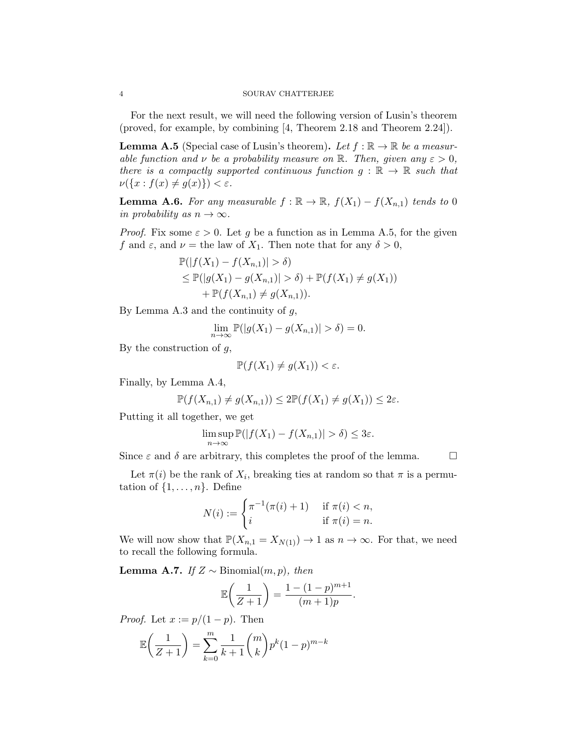For the next result, we will need the following version of Lusin's theorem (proved, for example, by combining [4, Theorem 2.18 and Theorem 2.24]).

**Lemma A.5** (Special case of Lusin's theorem)**.** *Let $f : \mathbb{R} \to \mathbb{R}$ be a measurable function and $\nu$ be a probability measure on $\mathbb{R}$. Then, given any $\varepsilon > 0$, there is a compactly supported continuous function $g : \mathbb{R} \to \mathbb{R}$ such that $\nu(\{x : f(x) \neq g(x)\}) < \varepsilon$.*

**Lemma A.6.** *For any measurable $f : \mathbb{R} \to \mathbb{R}$, $f(X_1) - f(X_{n,1})$ tends to $0$ in probability as $n \to \infty$.*

*Proof.* Fix some $\varepsilon > 0$. Let $g$ be a function as in Lemma A.5, for the given $f$ and $\varepsilon$, and $\nu =$ the law of $X_1$. Then note that for any $\delta > 0$,

$$
\begin{aligned}
&\mathbb{P}(|f(X_1) - f(X_{n,1})| > \delta) \\
&\le \mathbb{P}(|g(X_1) - g(X_{n,1})| > \delta) + \mathbb{P}(f(X_1) \neq g(X_1)) \\
&\quad + \mathbb{P}(f(X_{n,1}) \neq g(X_{n,1})).
\end{aligned}
$$

By Lemma A.3 and the continuity of $g$,

$$
\lim_{n\to\infty} \mathbb{P}(|g(X_1) - g(X_{n,1})| > \delta) = 0.
$$

By the construction of $g$,

$$
\mathbb{P}(f(X_1) \neq g(X_1)) < \varepsilon.
$$

Finally, by Lemma A.4,

$$
\mathbb{P}(f(X_{n,1}) \neq g(X_{n,1})) \le 2\mathbb{P}(f(X_1) \neq g(X_1)) \le 2\varepsilon.
$$

Putting it all together, we get

$$
\limsup_{n\to\infty} \mathbb{P}(|f(X_1) - f(X_{n,1})| > \delta) \le 3\varepsilon.
$$

Since $\varepsilon$ and $\delta$ are arbitrary, this completes the proof of the lemma. □

Let $\pi(i)$ be the rank of $X_i$, breaking ties at random so that $\pi$ is a permutation of $\{1, \ldots, n\}$. Define

$$
N(i) := \begin{cases} \pi^{-1}(\pi(i) + 1) & \text{if } \pi(i) < n, \\ i & \text{if } \pi(i) = n. \end{cases}
$$

We will now show that $\mathbb{P}(X_{n,1} = X_{N(1)}) \to 1$ as $n \to \infty$. For that, we need to recall the following formula.

**Lemma A.7.** *If $Z \sim \mathrm{Binomial}(m, p)$, then*

$$
\mathbb{E}\biggl(\frac{1}{Z+1}\biggr) = \frac{1 - (1-p)^{m+1}}{(m+1)p}.
$$

*Proof.* Let $x := p/(1-p)$. Then

$$
\mathbb{E}\biggl(\frac{1}{Z+1}\biggr) = \sum_{k=0}^{m} \frac{1}{k+1}\binom{m}{k} p^k (1-p)^{m-k}
$$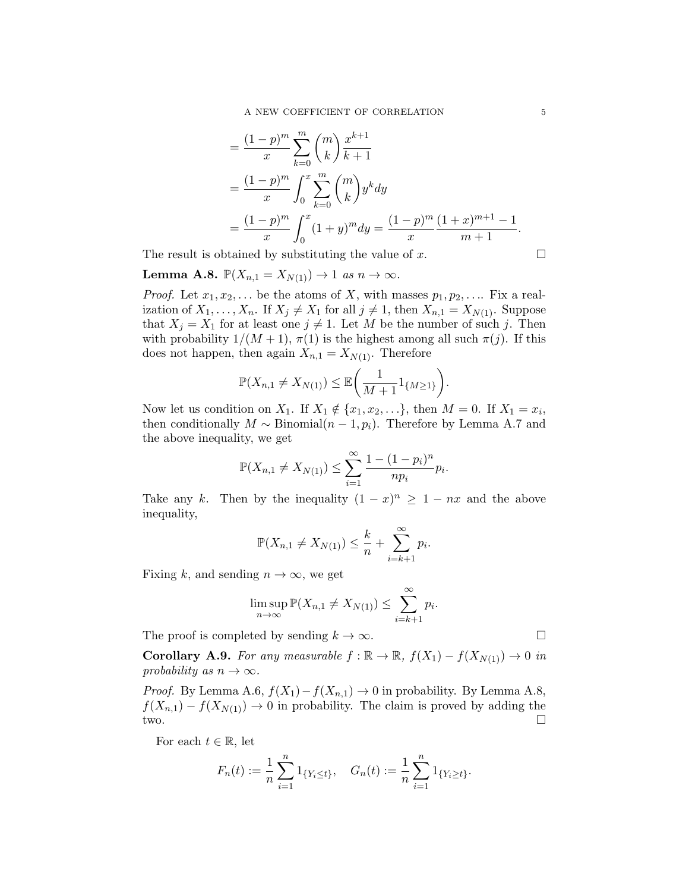$$
\begin{aligned}
&= \frac{(1-p)^m}{x} \sum_{k=0}^{m} \binom{m}{k} \frac{x^{k+1}}{k+1} \\
&= \frac{(1-p)^m}{x} \int_0^x \sum_{k=0}^{m} \binom{m}{k} y^k dy \\
&= \frac{(1-p)^m}{x} \int_0^x (1+y)^m dy = \frac{(1-p)^m}{x} \frac{(1+x)^{m+1} - 1}{m+1}.
\end{aligned}
$$

The result is obtained by substituting the value of $x$. □

**Lemma A.8.** *$\mathbb{P}(X_{n,1} = X_{N(1)}) \to 1$ as $n \to \infty$.*

*Proof.* Let $x_1, x_2, \ldots$ be the atoms of $X$, with masses $p_1, p_2, \ldots$. Fix a realization of $X_1, \ldots, X_n$. If $X_j \neq X_1$ for all $j \neq 1$, then $X_{n,1} = X_{N(1)}$. Suppose that $X_j = X_1$ for at least one $j \neq 1$. Let $M$ be the number of such $j$. Then with probability $1/(M+1)$, $\pi(1)$ is the highest among all such $\pi(j)$. If this does not happen, then again $X_{n,1} = X_{N(1)}$. Therefore

$$
\mathbb{P}(X_{n,1} \neq X_{N(1)}) \le \mathbb{E}\biggl(\frac{1}{M+1} 1_{\{M \ge 1\}}\biggr).
$$

Now let us condition on $X_1$. If $X_1 \notin \{x_1, x_2, \ldots\}$, then $M = 0$. If $X_1 = x_i$, then conditionally $M \sim \text{Binomial}(n-1, p_i)$. Therefore by Lemma A.7 and the above inequality, we get

$$
\mathbb{P}(X_{n,1} \neq X_{N(1)}) \le \sum_{i=1}^{\infty} \frac{1 - (1-p_i)^n}{np_i} p_i.
$$

Take any $k$. Then by the inequality $(1-x)^n \ge 1 - nx$ and the above inequality,

$$
\mathbb{P}(X_{n,1} \neq X_{N(1)}) \le \frac{k}{n} + \sum_{i=k+1}^{\infty} p_i.
$$

Fixing $k$, and sending $n \to \infty$, we get

$$
\limsup_{n \to \infty} \mathbb{P}(X_{n,1} \neq X_{N(1)}) \le \sum_{i=k+1}^{\infty} p_i.
$$

The proof is completed by sending $k \to \infty$. □

**Corollary A.9.** *For any measurable $f : \mathbb{R} \to \mathbb{R}$, $f(X_1) - f(X_{N(1)}) \to 0$ in probability as $n \to \infty$.*

*Proof.* By Lemma A.6, $f(X_1) - f(X_{n,1}) \to 0$ in probability. By Lemma A.8, $f(X_{n,1}) - f(X_{N(1)}) \to 0$ in probability. The claim is proved by adding the two. □

For each $t \in \mathbb{R}$, let

$$
F_n(t) := \frac{1}{n} \sum_{i=1}^{n} 1_{\{Y_i \le t\}}, \quad G_n(t) := \frac{1}{n} \sum_{i=1}^{n} 1_{\{Y_i \ge t\}}.
$$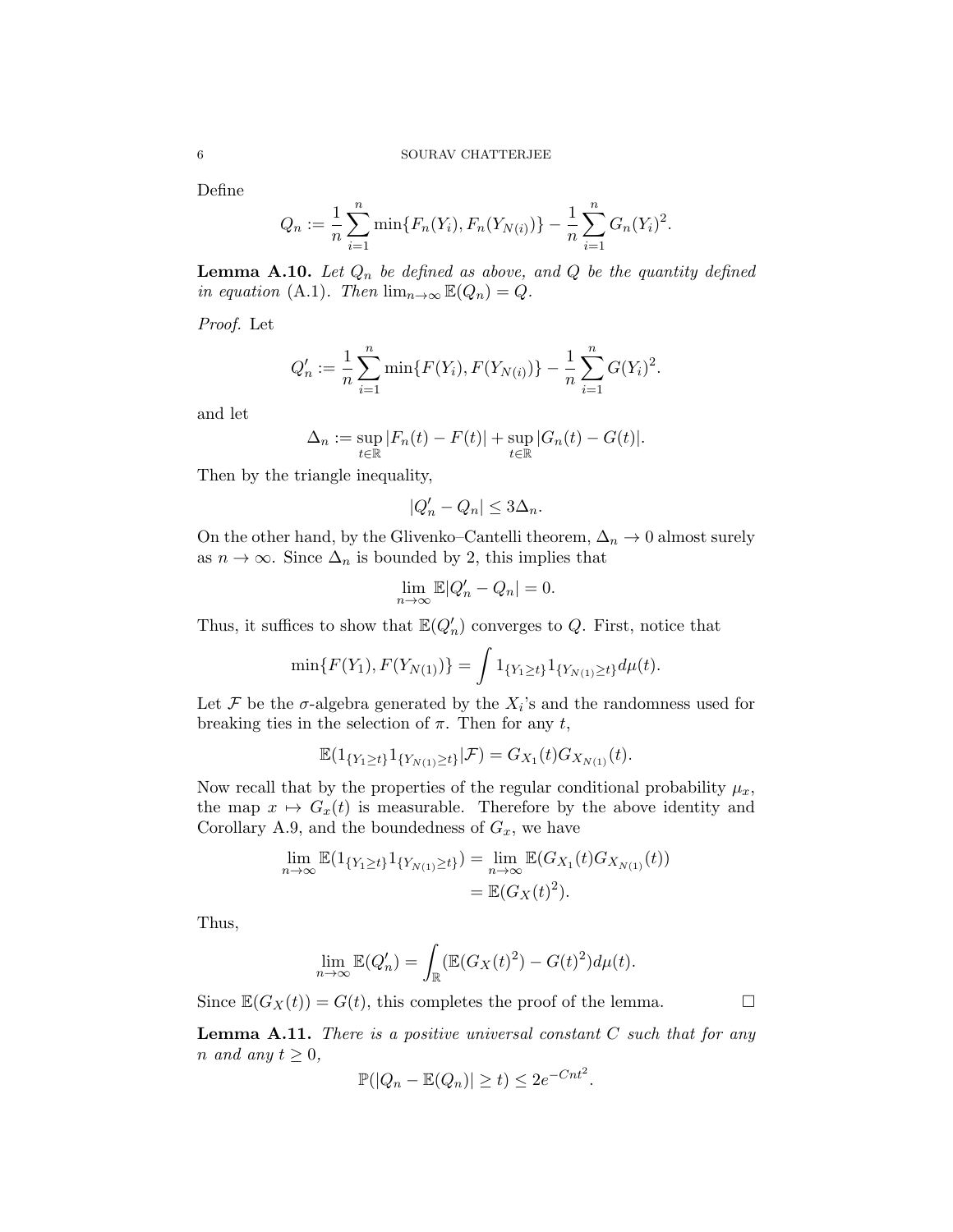Define

$$Q_n := \frac{1}{n}\sum_{i=1}^n \min\{F_n(Y_i), F_n(Y_{N(i)})\} - \frac{1}{n}\sum_{i=1}^n G_n(Y_i)^2.$$

**Lemma A.10.** *Let $Q_n$ be defined as above, and $Q$ be the quantity defined in equation* (A.1)*. Then $\lim_{n\to\infty} \mathbb{E}(Q_n) = Q$.*

*Proof.* Let

$$Q_n' := \frac{1}{n}\sum_{i=1}^n \min\{F(Y_i), F(Y_{N(i)})\} - \frac{1}{n}\sum_{i=1}^n G(Y_i)^2.$$

and let

$$\Delta_n := \sup_{t\in\mathbb{R}} |F_n(t) - F(t)| + \sup_{t\in\mathbb{R}} |G_n(t) - G(t)|.$$

Then by the triangle inequality,

$$|Q_n' - Q_n| \le 3\Delta_n.$$

On the other hand, by the Glivenko–Cantelli theorem, $\Delta_n \to 0$ almost surely as $n \to \infty$. Since $\Delta_n$ is bounded by 2, this implies that

$$\lim_{n\to\infty} \mathbb{E}|Q_n' - Q_n| = 0.$$

Thus, it suffices to show that $\mathbb{E}(Q_n')$ converges to $Q$. First, notice that

$$\min\{F(Y_1), F(Y_{N(1)})\} = \int 1_{\{Y_1\ge t\}} 1_{\{Y_{N(1)}\ge t\}} d\mu(t).$$

Let $\mathcal{F}$ be the $\sigma$-algebra generated by the $X_i$'s and the randomness used for breaking ties in the selection of $\pi$. Then for any $t$,

$$\mathbb{E}(1_{\{Y_1\ge t\}} 1_{\{Y_{N(1)}\ge t\}} | \mathcal{F}) = G_{X_1}(t) G_{X_{N(1)}}(t).$$

Now recall that by the properties of the regular conditional probability $\mu_x$, the map $x \mapsto G_x(t)$ is measurable. Therefore by the above identity and Corollary A.9, and the boundedness of $G_x$, we have

$$\begin{aligned}\lim_{n\to\infty} \mathbb{E}(1_{\{Y_1\ge t\}} 1_{\{Y_{N(1)}\ge t\}}) &= \lim_{n\to\infty} \mathbb{E}(G_{X_1}(t) G_{X_{N(1)}}(t)) \\ &= \mathbb{E}(G_X(t)^2).\end{aligned}$$

Thus,

$$\lim_{n\to\infty} \mathbb{E}(Q_n') = \int_{\mathbb{R}} (\mathbb{E}(G_X(t)^2) - G(t)^2) d\mu(t).$$

Since $\mathbb{E}(G_X(t)) = G(t)$, this completes the proof of the lemma. $\square$

**Lemma A.11.** *There is a positive universal constant $C$ such that for any $n$ and any $t \ge 0$,*

$$\mathbb{P}(|Q_n - \mathbb{E}(Q_n)| \ge t) \le 2e^{-Cnt^2}.$$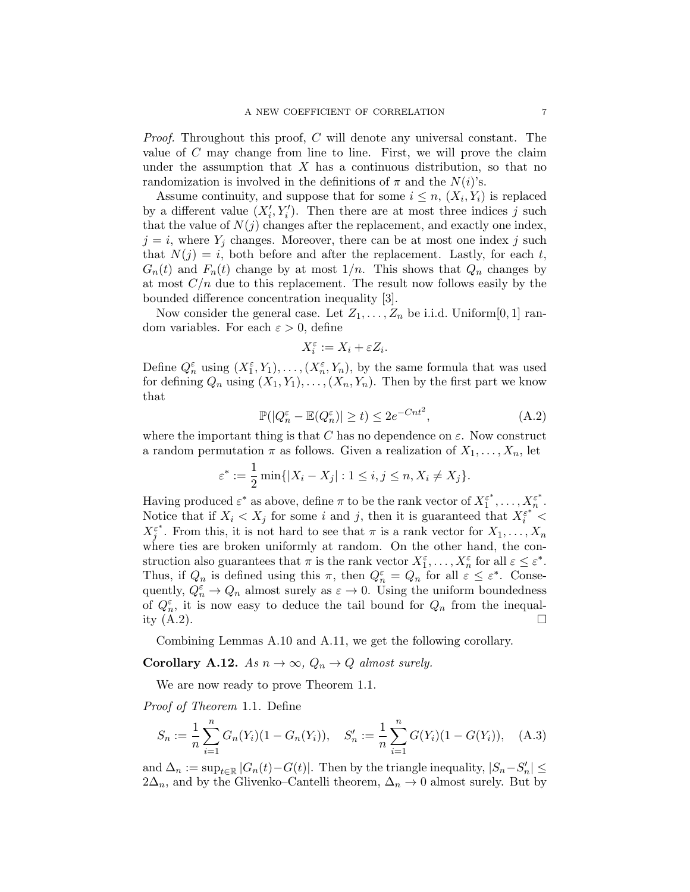*Proof.* Throughout this proof, $C$ will denote any universal constant. The value of $C$ may change from line to line. First, we will prove the claim under the assumption that $X$ has a continuous distribution, so that no randomization is involved in the definitions of $\pi$ and the $N(i)$'s.

Assume continuity, and suppose that for some $i \le n$, $(X_i, Y_i)$ is replaced by a different value $(X_i', Y_i')$. Then there are at most three indices $j$ such that the value of $N(j)$ changes after the replacement, and exactly one index, $j = i$, where $Y_j$ changes. Moreover, there can be at most one index $j$ such that $N(j) = i$, both before and after the replacement. Lastly, for each $t$, $G_n(t)$ and $F_n(t)$ change by at most $1/n$. This shows that $Q_n$ changes by at most $C/n$ due to this replacement. The result now follows easily by the bounded difference concentration inequality [3].

Now consider the general case. Let $Z_1, \dots, Z_n$ be i.i.d. Uniform$[0,1]$ random variables. For each $\varepsilon > 0$, define

$$X_i^\varepsilon := X_i + \varepsilon Z_i.$$

Define $Q_n^\varepsilon$ using $(X_1^\varepsilon, Y_1), \dots, (X_n^\varepsilon, Y_n)$, by the same formula that was used for defining $Q_n$ using $(X_1, Y_1), \dots, (X_n, Y_n)$. Then by the first part we know that

$$\mathbb{P}(|Q_n^\varepsilon - \mathbb{E}(Q_n^\varepsilon)| \ge t) \le 2e^{-Cnt^2}, \tag{A.2}$$

where the important thing is that $C$ has no dependence on $\varepsilon$. Now construct a random permutation $\pi$ as follows. Given a realization of $X_1, \dots, X_n$, let

$$\varepsilon^* := \frac{1}{2} \min\{|X_i - X_j| : 1 \le i, j \le n, X_i \ne X_j\}.$$

Having produced $\varepsilon^*$ as above, define $\pi$ to be the rank vector of $X_1^{\varepsilon^*}, \dots, X_n^{\varepsilon^*}$. Notice that if $X_i < X_j$ for some $i$ and $j$, then it is guaranteed that $X_i^{\varepsilon^*} < X_j^{\varepsilon^*}$. From this, it is not hard to see that $\pi$ is a rank vector for $X_1, \dots, X_n$ where ties are broken uniformly at random. On the other hand, the construction also guarantees that $\pi$ is the rank vector $X_1^\varepsilon, \dots, X_n^\varepsilon$ for all $\varepsilon \le \varepsilon^*$. Thus, if $Q_n$ is defined using this $\pi$, then $Q_n^\varepsilon = Q_n$ for all $\varepsilon \le \varepsilon^*$. Consequently, $Q_n^\varepsilon \to Q_n$ almost surely as $\varepsilon \to 0$. Using the uniform boundedness of $Q_n^\varepsilon$, it is now easy to deduce the tail bound for $Q_n$ from the inequality (A.2). $\square$

Combining Lemmas A.10 and A.11, we get the following corollary.

**Corollary A.12.** *As $n \to \infty$, $Q_n \to Q$ almost surely.*

We are now ready to prove Theorem 1.1.

*Proof of Theorem* 1.1. Define

$$S_n := \frac{1}{n} \sum_{i=1}^n G_n(Y_i)(1 - G_n(Y_i)), \quad S_n' := \frac{1}{n} \sum_{i=1}^n G(Y_i)(1 - G(Y_i)), \tag{A.3}$$

and $\Delta_n := \sup_{t \in \mathbb{R}} |G_n(t) - G(t)|$. Then by the triangle inequality, $|S_n - S_n'| \le 2\Delta_n$, and by the Glivenko–Cantelli theorem, $\Delta_n \to 0$ almost surely. But by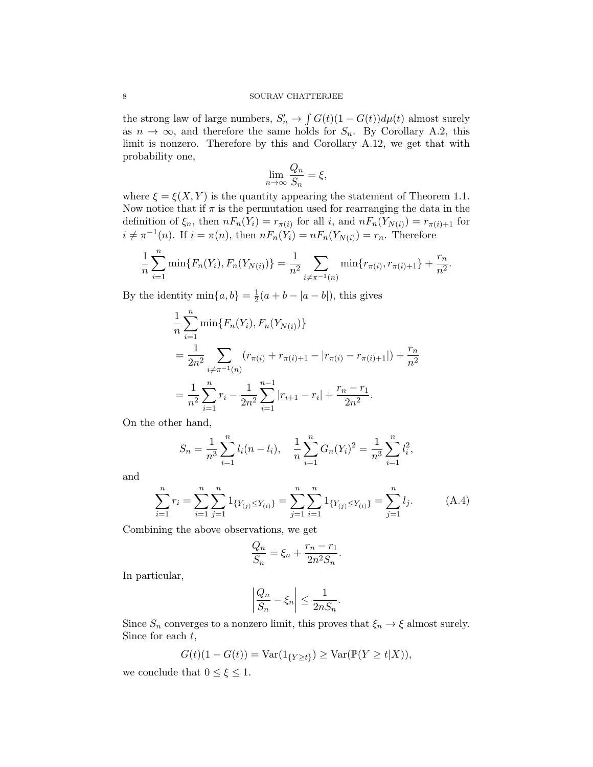the strong law of large numbers, $S_n' \to \int G(t)(1-G(t))d\mu(t)$ almost surely as $n \to \infty$, and therefore the same holds for $S_n$. By Corollary A.2, this limit is nonzero. Therefore by this and Corollary A.12, we get that with probability one,

$$\lim_{n\to\infty} \frac{Q_n}{S_n} = \xi,$$

where $\xi = \xi(X, Y)$ is the quantity appearing the statement of Theorem 1.1. Now notice that if $\pi$ is the permutation used for rearranging the data in the definition of $\xi_n$, then $nF_n(Y_i) = r_{\pi(i)}$ for all $i$, and $nF_n(Y_{N(i)}) = r_{\pi(i)+1}$ for $i \neq \pi^{-1}(n)$. If $i = \pi(n)$, then $nF_n(Y_i) = nF_n(Y_{N(i)}) = r_n$. Therefore

$$\frac{1}{n}\sum_{i=1}^n \min\{F_n(Y_i), F_n(Y_{N(i)})\} = \frac{1}{n^2}\sum_{i\neq \pi^{-1}(n)} \min\{r_{\pi(i)}, r_{\pi(i)+1}\} + \frac{r_n}{n^2}.$$

By the identity $\min\{a,b\} = \frac{1}{2}(a+b-|a-b|)$, this gives

$$\begin{aligned}
&\frac{1}{n}\sum_{i=1}^n \min\{F_n(Y_i), F_n(Y_{N(i)})\} \\
&= \frac{1}{2n^2}\sum_{i\neq \pi^{-1}(n)} (r_{\pi(i)} + r_{\pi(i)+1} - |r_{\pi(i)} - r_{\pi(i)+1}|) + \frac{r_n}{n^2} \\
&= \frac{1}{n^2}\sum_{i=1}^n r_i - \frac{1}{2n^2}\sum_{i=1}^{n-1} |r_{i+1} - r_i| + \frac{r_n - r_1}{2n^2}.
\end{aligned}$$

On the other hand,

$$S_n = \frac{1}{n^3}\sum_{i=1}^n l_i(n-l_i), \quad \frac{1}{n}\sum_{i=1}^n G_n(Y_i)^2 = \frac{1}{n^3}\sum_{i=1}^n l_i^2,$$

and

$$\sum_{i=1}^n r_i = \sum_{i=1}^n\sum_{j=1}^n 1_{\{Y_{(j)} \le Y_{(i)}\}} = \sum_{j=1}^n\sum_{i=1}^n 1_{\{Y_{(j)} \le Y_{(i)}\}} = \sum_{j=1}^n l_j. \tag{A.4}$$

Combining the above observations, we get

$$\frac{Q_n}{S_n} = \xi_n + \frac{r_n - r_1}{2n^2 S_n}.$$

In particular,

$$\left|\frac{Q_n}{S_n} - \xi_n\right| \le \frac{1}{2nS_n}.$$

Since $S_n$ converges to a nonzero limit, this proves that $\xi_n \to \xi$ almost surely. Since for each $t$,

$$G(t)(1-G(t)) = \mathrm{Var}(1_{\{Y\ge t\}}) \ge \mathrm{Var}(\mathbb{P}(Y \ge t|X)),$$

we conclude that $0 \le \xi \le 1$.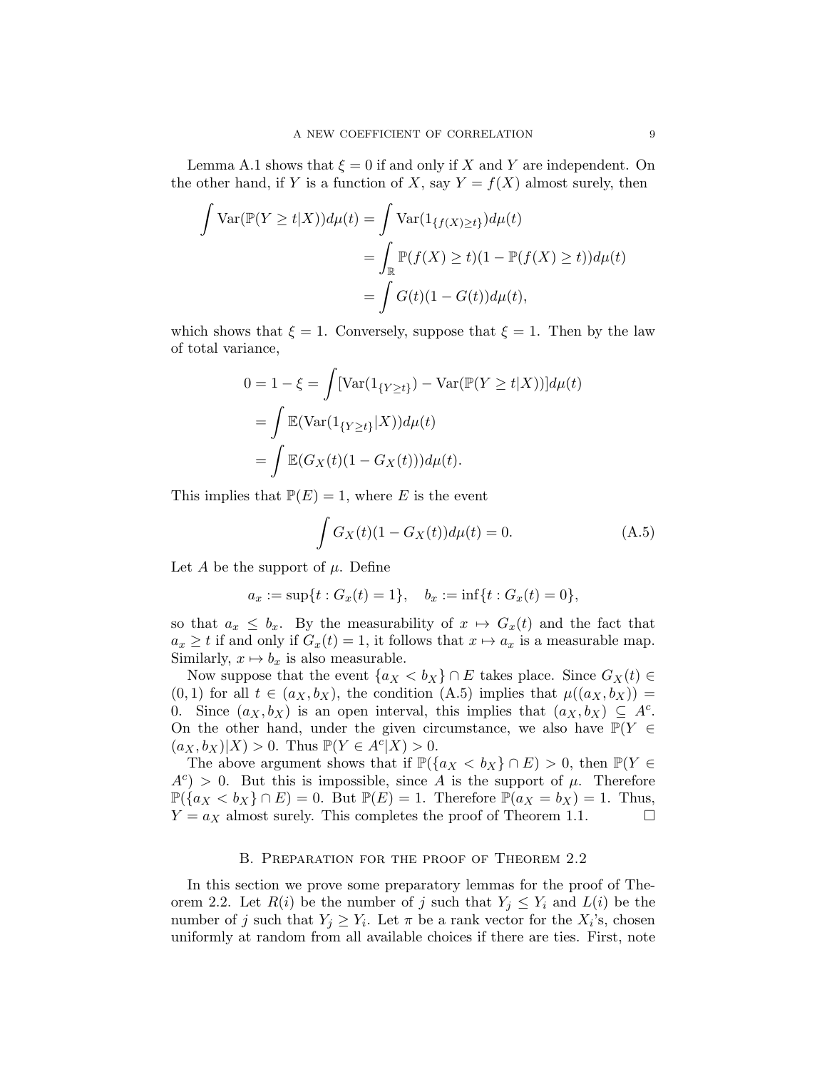Lemma A.1 shows that $\xi = 0$ if and only if $X$ and $Y$ are independent. On the other hand, if $Y$ is a function of $X$, say $Y = f(X)$ almost surely, then

$$
\begin{aligned}
\int \mathrm{Var}(\mathbb{P}(Y \geq t|X))d\mu(t) &= \int \mathrm{Var}(1_{\{f(X)\geq t\}})d\mu(t) \\
&= \int_{\mathbb{R}} \mathbb{P}(f(X) \geq t)(1 - \mathbb{P}(f(X) \geq t))d\mu(t) \\
&= \int G(t)(1 - G(t))d\mu(t),
\end{aligned}
$$

which shows that $\xi = 1$. Conversely, suppose that $\xi = 1$. Then by the law of total variance,

$$
\begin{aligned}
0 = 1 - \xi &= \int [\mathrm{Var}(1_{\{Y\geq t\}}) - \mathrm{Var}(\mathbb{P}(Y \geq t|X))]d\mu(t) \\
&= \int \mathbb{E}(\mathrm{Var}(1_{\{Y\geq t\}}|X))d\mu(t) \\
&= \int \mathbb{E}(G_X(t)(1 - G_X(t)))d\mu(t).
\end{aligned}
$$

This implies that $\mathbb{P}(E) = 1$, where $E$ is the event

$$
\int G_X(t)(1 - G_X(t))d\mu(t) = 0. \tag{A.5}
$$

Let $A$ be the support of $\mu$. Define

$$
a_x := \sup\{t : G_x(t) = 1\}, \quad b_x := \inf\{t : G_x(t) = 0\},
$$

so that $a_x \leq b_x$. By the measurability of $x \mapsto G_x(t)$ and the fact that $a_x \geq t$ if and only if $G_x(t) = 1$, it follows that $x \mapsto a_x$ is a measurable map. Similarly, $x \mapsto b_x$ is also measurable.

Now suppose that the event $\{a_X < b_X\} \cap E$ takes place. Since $G_X(t) \in (0, 1)$ for all $t \in (a_X, b_X)$, the condition (A.5) implies that $\mu((a_X, b_X)) = 0$. Since $(a_X, b_X)$ is an open interval, this implies that $(a_X, b_X) \subseteq A^c$. On the other hand, under the given circumstance, we also have $\mathbb{P}(Y \in (a_X, b_X)|X) > 0$. Thus $\mathbb{P}(Y \in A^c|X) > 0$.

The above argument shows that if $\mathbb{P}(\{a_X < b_X\} \cap E) > 0$, then $\mathbb{P}(Y \in A^c) > 0$. But this is impossible, since $A$ is the support of $\mu$. Therefore $\mathbb{P}(\{a_X < b_X\} \cap E) = 0$. But $\mathbb{P}(E) = 1$. Therefore $\mathbb{P}(a_X = b_X) = 1$. Thus, $Y = a_X$ almost surely. This completes the proof of Theorem 1.1. $\square$

## B. Preparation for the proof of Theorem 2.2

In this section we prove some preparatory lemmas for the proof of Theorem 2.2. Let $R(i)$ be the number of $j$ such that $Y_j \leq Y_i$ and $L(i)$ be the number of $j$ such that $Y_j \geq Y_i$. Let $\pi$ be a rank vector for the $X_i$'s, chosen uniformly at random from all available choices if there are ties. First, note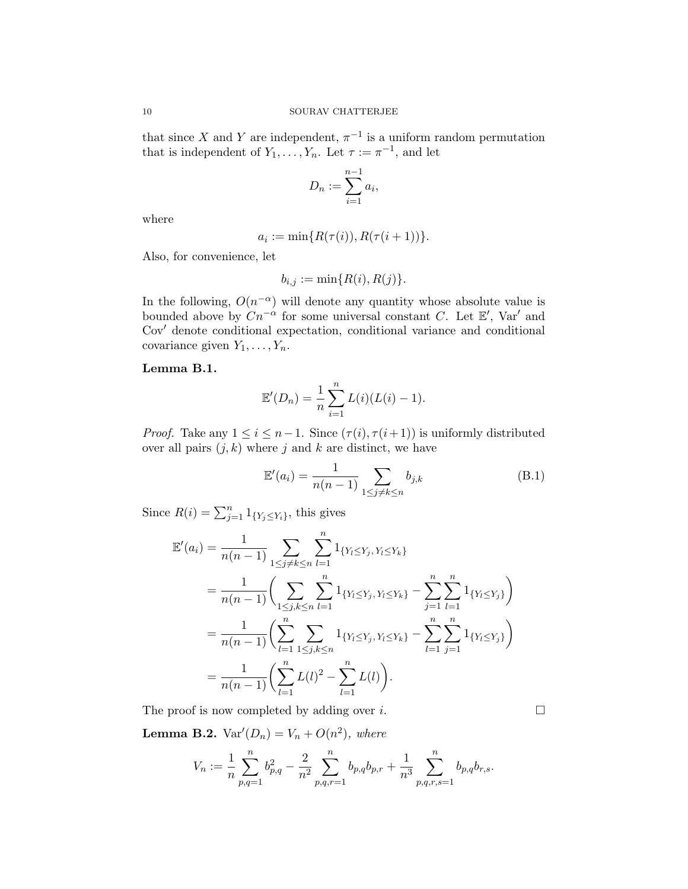that since $X$ and $Y$ are independent, $\pi^{-1}$ is a uniform random permutation that is independent of $Y_1, \ldots, Y_n$. Let $\tau := \pi^{-1}$, and let

$$D_n := \sum_{i=1}^{n-1} a_i,$$

where

$$a_i := \min\{R(\tau(i)), R(\tau(i+1))\}.$$

Also, for convenience, let

$$b_{i,j} := \min\{R(i), R(j)\}.$$

In the following, $O(n^{-\alpha})$ will denote any quantity whose absolute value is bounded above by $Cn^{-\alpha}$ for some universal constant $C$. Let $\mathbb{E}'$, $\mathrm{Var}'$ and $\mathrm{Cov}'$ denote conditional expectation, conditional variance and conditional covariance given $Y_1, \ldots, Y_n$.

**Lemma B.1.**

$$\mathbb{E}'(D_n) = \frac{1}{n}\sum_{i=1}^n L(i)(L(i)-1).$$

*Proof.* Take any $1 \le i \le n-1$. Since $(\tau(i), \tau(i+1))$ is uniformly distributed over all pairs $(j,k)$ where $j$ and $k$ are distinct, we have

$$\mathbb{E}'(a_i) = \frac{1}{n(n-1)} \sum_{1\le j\neq k\le n} b_{j,k} \tag{B.1}$$

Since $R(i) = \sum_{j=1}^n 1_{\{Y_j \le Y_i\}}$, this gives

$$\begin{aligned}
\mathbb{E}'(a_i) &= \frac{1}{n(n-1)} \sum_{1\le j\neq k\le n} \sum_{l=1}^n 1_{\{Y_l\le Y_j,\, Y_l\le Y_k\}} \\
&= \frac{1}{n(n-1)}\biggl(\sum_{1\le j, k\le n} \sum_{l=1}^n 1_{\{Y_l\le Y_j,\, Y_l\le Y_k\}} - \sum_{j=1}^n\sum_{l=1}^n 1_{\{Y_l\le Y_j\}}\biggr) \\
&= \frac{1}{n(n-1)}\biggl(\sum_{l=1}^n \sum_{1\le j, k\le n} 1_{\{Y_l\le Y_j,\, Y_l\le Y_k\}} - \sum_{l=1}^n\sum_{j=1}^n 1_{\{Y_l\le Y_j\}}\biggr) \\
&= \frac{1}{n(n-1)}\biggl(\sum_{l=1}^n L(l)^2 - \sum_{l=1}^n L(l)\biggr).
\end{aligned}$$

The proof is now completed by adding over $i$. $\square$

**Lemma B.2.** $\mathrm{Var}'(D_n) = V_n + O(n^2)$, *where*

$$V_n := \frac{1}{n}\sum_{p,q=1}^n b_{p,q}^2 - \frac{2}{n^2}\sum_{p,q,r=1}^n b_{p,q}b_{p,r} + \frac{1}{n^3}\sum_{p,q,r,s=1}^n b_{p,q}b_{r,s}.$$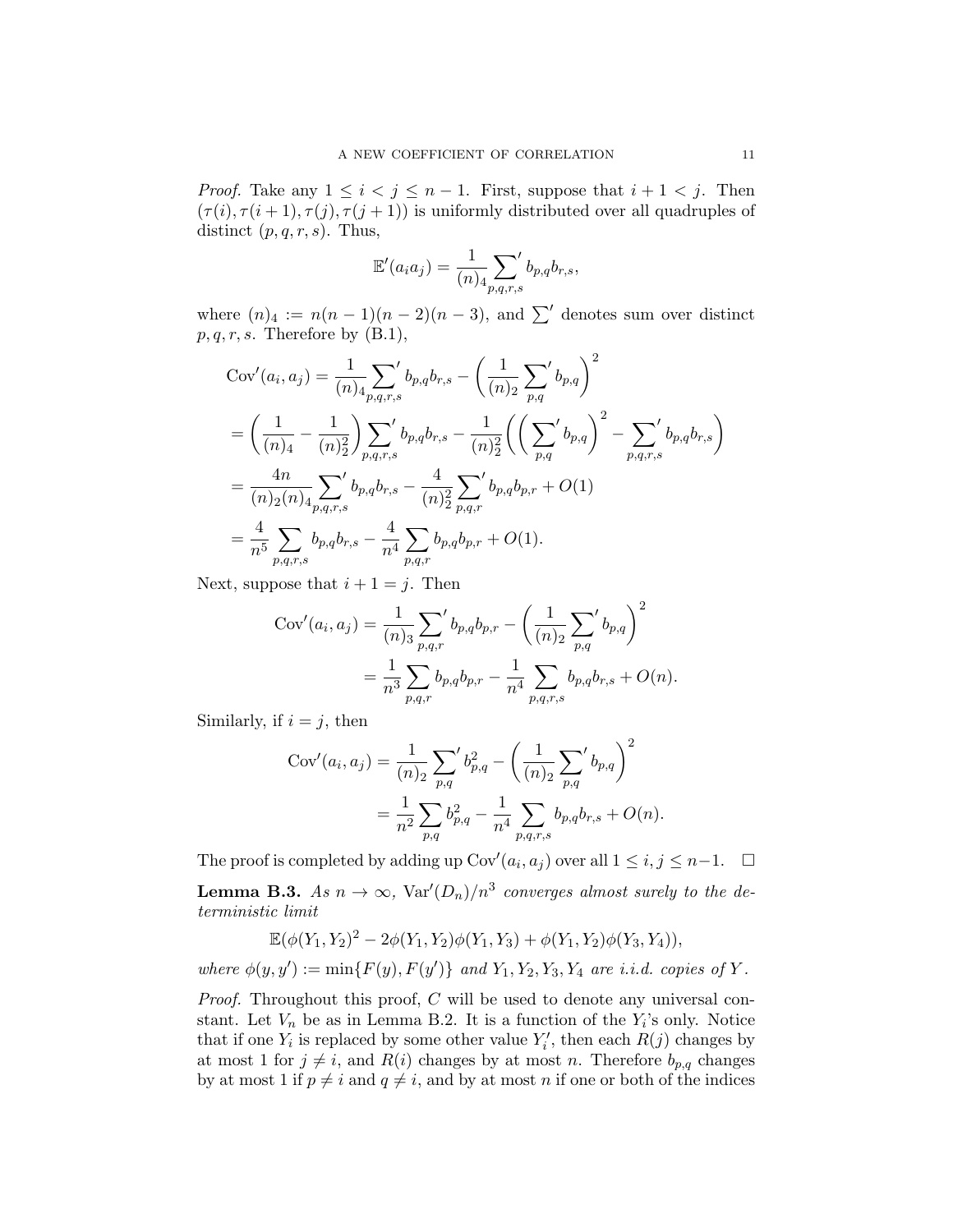*Proof.* Take any $1 \le i < j \le n-1$. First, suppose that $i+1 < j$. Then $(\tau(i), \tau(i+1), \tau(j), \tau(j+1))$ is uniformly distributed over all quadruples of distinct $(p, q, r, s)$. Thus,

$$\mathbb{E}'(a_i a_j) = \frac{1}{(n)_4} \sum_{p,q,r,s}' b_{p,q} b_{r,s},$$

where $(n)_4 := n(n-1)(n-2)(n-3)$, and $\sum'$ denotes sum over distinct $p, q, r, s$. Therefore by (B.1),

$$\begin{aligned}
\mathrm{Cov}'(a_i, a_j) &= \frac{1}{(n)_4} \sum_{p,q,r,s}' b_{p,q} b_{r,s} - \biggl( \frac{1}{(n)_2} \sum_{p,q}' b_{p,q} \biggr)^2 \\
&= \biggl( \frac{1}{(n)_4} - \frac{1}{(n)_2^2} \biggr) \sum_{p,q,r,s}' b_{p,q} b_{r,s} - \frac{1}{(n)_2^2} \biggl( \biggl( \sum_{p,q}' b_{p,q} \biggr)^2 - \sum_{p,q,r,s}' b_{p,q} b_{r,s} \biggr) \\
&= \frac{4n}{(n)_2 (n)_4} \sum_{p,q,r,s}' b_{p,q} b_{r,s} - \frac{4}{(n)_2^2} \sum_{p,q,r}' b_{p,q} b_{p,r} + O(1) \\
&= \frac{4}{n^5} \sum_{p,q,r,s} b_{p,q} b_{r,s} - \frac{4}{n^4} \sum_{p,q,r} b_{p,q} b_{p,r} + O(1).
\end{aligned}$$

Next, suppose that $i + 1 = j$. Then

$$\begin{aligned}
\mathrm{Cov}'(a_i, a_j) &= \frac{1}{(n)_3} \sum_{p,q,r}' b_{p,q} b_{p,r} - \biggl( \frac{1}{(n)_2} \sum_{p,q}' b_{p,q} \biggr)^2 \\
&= \frac{1}{n^3} \sum_{p,q,r} b_{p,q} b_{p,r} - \frac{1}{n^4} \sum_{p,q,r,s} b_{p,q} b_{r,s} + O(n).
\end{aligned}$$

Similarly, if $i = j$, then

$$\begin{aligned}
\mathrm{Cov}'(a_i, a_j) &= \frac{1}{(n)_2} \sum_{p,q}' b_{p,q}^2 - \biggl( \frac{1}{(n)_2} \sum_{p,q}' b_{p,q} \biggr)^2 \\
&= \frac{1}{n^2} \sum_{p,q} b_{p,q}^2 - \frac{1}{n^4} \sum_{p,q,r,s} b_{p,q} b_{r,s} + O(n).
\end{aligned}$$

The proof is completed by adding up $\mathrm{Cov}'(a_i, a_j)$ over all $1 \le i, j \le n-1$. $\square$

**Lemma B.3.** *As $n \to \infty$, $\mathrm{Var}'(D_n)/n^3$ converges almost surely to the deterministic limit*

$$\mathbb{E}(\phi(Y_1, Y_2)^2 - 2\phi(Y_1, Y_2)\phi(Y_1, Y_3) + \phi(Y_1, Y_2)\phi(Y_3, Y_4)),$$

*where $\phi(y, y') := \min\{F(y), F(y')\}$ and $Y_1, Y_2, Y_3, Y_4$ are i.i.d. copies of $Y$.*

*Proof.* Throughout this proof, $C$ will be used to denote any universal constant. Let $V_n$ be as in Lemma B.2. It is a function of the $Y_i$'s only. Notice that if one $Y_i$ is replaced by some other value $Y_i'$, then each $R(j)$ changes by at most 1 for $j \neq i$, and $R(i)$ changes by at most $n$. Therefore $b_{p,q}$ changes by at most 1 if $p \neq i$ and $q \neq i$, and by at most $n$ if one or both of the indices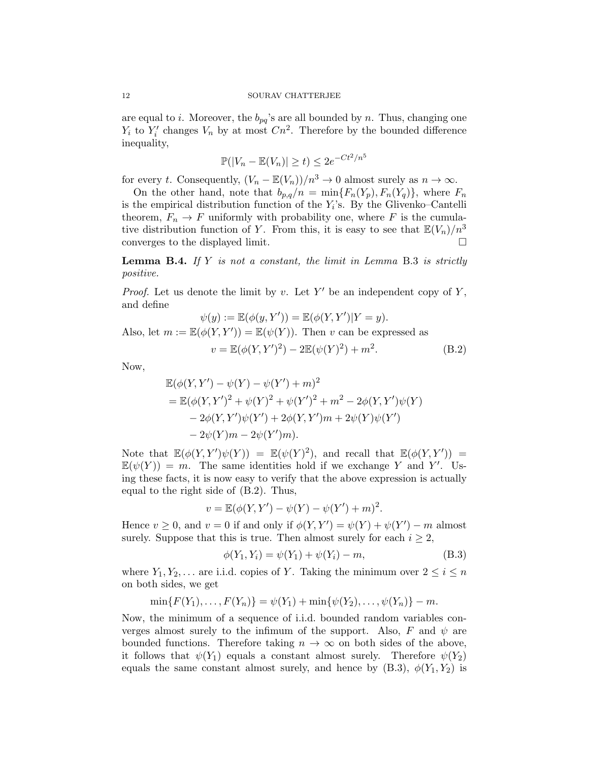are equal to $i$. Moreover, the $b_{pq}$'s are all bounded by $n$. Thus, changing one $Y_i$ to $Y_i'$ changes $V_n$ by at most $Cn^2$. Therefore by the bounded difference inequality,

$$\mathbb{P}(|V_n - \mathbb{E}(V_n)| \geq t) \leq 2e^{-Ct^2/n^5}$$

for every $t$. Consequently, $(V_n - \mathbb{E}(V_n))/n^3 \to 0$ almost surely as $n \to \infty$.

On the other hand, note that $b_{p,q}/n = \min\{F_n(Y_p), F_n(Y_q)\}$, where $F_n$ is the empirical distribution function of the $Y_i$'s. By the Glivenko–Cantelli theorem, $F_n \to F$ uniformly with probability one, where $F$ is the cumulative distribution function of $Y$. From this, it is easy to see that $\mathbb{E}(V_n)/n^3$ converges to the displayed limit. □

**Lemma B.4.** *If $Y$ is not a constant, the limit in Lemma* B.3 *is strictly positive.*

*Proof.* Let us denote the limit by $v$. Let $Y'$ be an independent copy of $Y$, and define

$$\psi(y) := \mathbb{E}(\phi(y, Y')) = \mathbb{E}(\phi(Y, Y')|Y = y).$$

Also, let $m := \mathbb{E}(\phi(Y, Y')) = \mathbb{E}(\psi(Y))$. Then $v$ can be expressed as

$$v = \mathbb{E}(\phi(Y, Y')^2) - 2\mathbb{E}(\psi(Y)^2) + m^2. \tag{B.2}$$

Now,

$$\begin{aligned}
&\mathbb{E}(\phi(Y, Y') - \psi(Y) - \psi(Y') + m)^2 \\
&= \mathbb{E}(\phi(Y, Y')^2 + \psi(Y)^2 + \psi(Y')^2 + m^2 - 2\phi(Y, Y')\psi(Y) \\
&\quad - 2\phi(Y, Y')\psi(Y') + 2\phi(Y, Y')m + 2\psi(Y)\psi(Y') \\
&\quad - 2\psi(Y)m - 2\psi(Y')m).
\end{aligned}$$

Note that $\mathbb{E}(\phi(Y, Y')\psi(Y)) = \mathbb{E}(\psi(Y)^2)$, and recall that $\mathbb{E}(\phi(Y, Y')) = \mathbb{E}(\psi(Y)) = m$. The same identities hold if we exchange $Y$ and $Y'$. Using these facts, it is now easy to verify that the above expression is actually equal to the right side of (B.2). Thus,

$$v = \mathbb{E}(\phi(Y, Y') - \psi(Y) - \psi(Y') + m)^2.$$

Hence $v \geq 0$, and $v = 0$ if and only if $\phi(Y, Y') = \psi(Y) + \psi(Y') - m$ almost surely. Suppose that this is true. Then almost surely for each $i \geq 2$,

$$\phi(Y_1, Y_i) = \psi(Y_1) + \psi(Y_i) - m, \tag{B.3}$$

where $Y_1, Y_2, \ldots$ are i.i.d. copies of $Y$. Taking the minimum over $2 \leq i \leq n$ on both sides, we get

$$\min\{F(Y_1), \ldots, F(Y_n)\} = \psi(Y_1) + \min\{\psi(Y_2), \ldots, \psi(Y_n)\} - m.$$

Now, the minimum of a sequence of i.i.d. bounded random variables converges almost surely to the infimum of the support. Also, $F$ and $\psi$ are bounded functions. Therefore taking $n \to \infty$ on both sides of the above, it follows that $\psi(Y_1)$ equals a constant almost surely. Therefore $\psi(Y_2)$ equals the same constant almost surely, and hence by (B.3), $\phi(Y_1, Y_2)$ is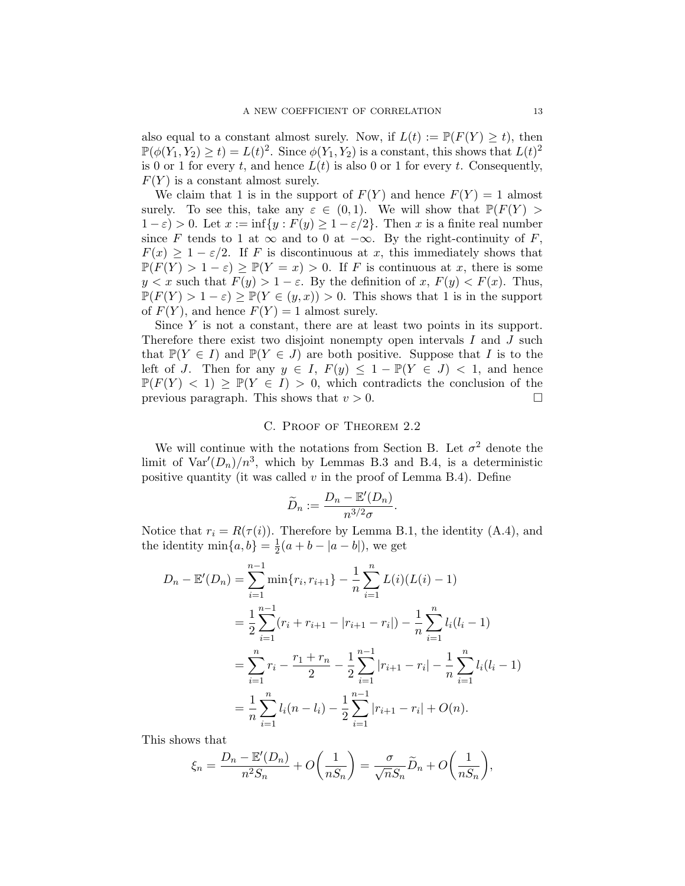also equal to a constant almost surely. Now, if $L(t) := \mathbb{P}(F(Y) \geq t)$, then $\mathbb{P}(\phi(Y_1, Y_2) \geq t) = L(t)^2$. Since $\phi(Y_1, Y_2)$ is a constant, this shows that $L(t)^2$ is 0 or 1 for every $t$, and hence $L(t)$ is also 0 or 1 for every $t$. Consequently, $F(Y)$ is a constant almost surely.

We claim that 1 is in the support of $F(Y)$ and hence $F(Y) = 1$ almost surely. To see this, take any $\varepsilon \in (0, 1)$. We will show that $\mathbb{P}(F(Y) > 1 - \varepsilon) > 0$. Let $x := \inf\{y : F(y) \geq 1 - \varepsilon/2\}$. Then $x$ is a finite real number since $F$ tends to 1 at $\infty$ and to 0 at $-\infty$. By the right-continuity of $F$, $F(x) \geq 1 - \varepsilon/2$. If $F$ is discontinuous at $x$, this immediately shows that $\mathbb{P}(F(Y) > 1 - \varepsilon) \geq \mathbb{P}(Y = x) > 0$. If $F$ is continuous at $x$, there is some $y < x$ such that $F(y) > 1 - \varepsilon$. By the definition of $x$, $F(y) < F(x)$. Thus, $\mathbb{P}(F(Y) > 1 - \varepsilon) \geq \mathbb{P}(Y \in (y, x)) > 0$. This shows that 1 is in the support of $F(Y)$, and hence $F(Y) = 1$ almost surely.

Since $Y$ is not a constant, there are at least two points in its support. Therefore there exist two disjoint nonempty open intervals $I$ and $J$ such that $\mathbb{P}(Y \in I)$ and $\mathbb{P}(Y \in J)$ are both positive. Suppose that $I$ is to the left of $J$. Then for any $y \in I$, $F(y) \leq 1 - \mathbb{P}(Y \in J) < 1$, and hence $\mathbb{P}(F(Y) < 1) \geq \mathbb{P}(Y \in I) > 0$, which contradicts the conclusion of the previous paragraph. This shows that $v > 0$. ☐

## C. Proof of Theorem 2.2

We will continue with the notations from Section B. Let $\sigma^2$ denote the limit of $\mathrm{Var}'(D_n)/n^3$, which by Lemmas B.3 and B.4, is a deterministic positive quantity (it was called $v$ in the proof of Lemma B.4). Define

$$\widetilde{D}_n := \frac{D_n - \mathbb{E}'(D_n)}{n^{3/2}\sigma}.$$

Notice that $r_i = R(\tau(i))$. Therefore by Lemma B.1, the identity (A.4), and the identity $\min\{a, b\} = \frac{1}{2}(a + b - |a - b|)$, we get

$$\begin{aligned}
D_n - \mathbb{E}'(D_n) &= \sum_{i=1}^{n-1} \min\{r_i, r_{i+1}\} - \frac{1}{n}\sum_{i=1}^{n} L(i)(L(i) - 1) \\
&= \frac{1}{2}\sum_{i=1}^{n-1}(r_i + r_{i+1} - |r_{i+1} - r_i|) - \frac{1}{n}\sum_{i=1}^{n} l_i(l_i - 1) \\
&= \sum_{i=1}^{n} r_i - \frac{r_1 + r_n}{2} - \frac{1}{2}\sum_{i=1}^{n-1}|r_{i+1} - r_i| - \frac{1}{n}\sum_{i=1}^{n} l_i(l_i - 1) \\
&= \frac{1}{n}\sum_{i=1}^{n} l_i(n - l_i) - \frac{1}{2}\sum_{i=1}^{n-1}|r_{i+1} - r_i| + O(n).
\end{aligned}$$

This shows that

$$\xi_n = \frac{D_n - \mathbb{E}'(D_n)}{n^2 S_n} + O\biggl(\frac{1}{nS_n}\biggr) = \frac{\sigma}{\sqrt{n}S_n}\widetilde{D}_n + O\biggl(\frac{1}{nS_n}\biggr),$$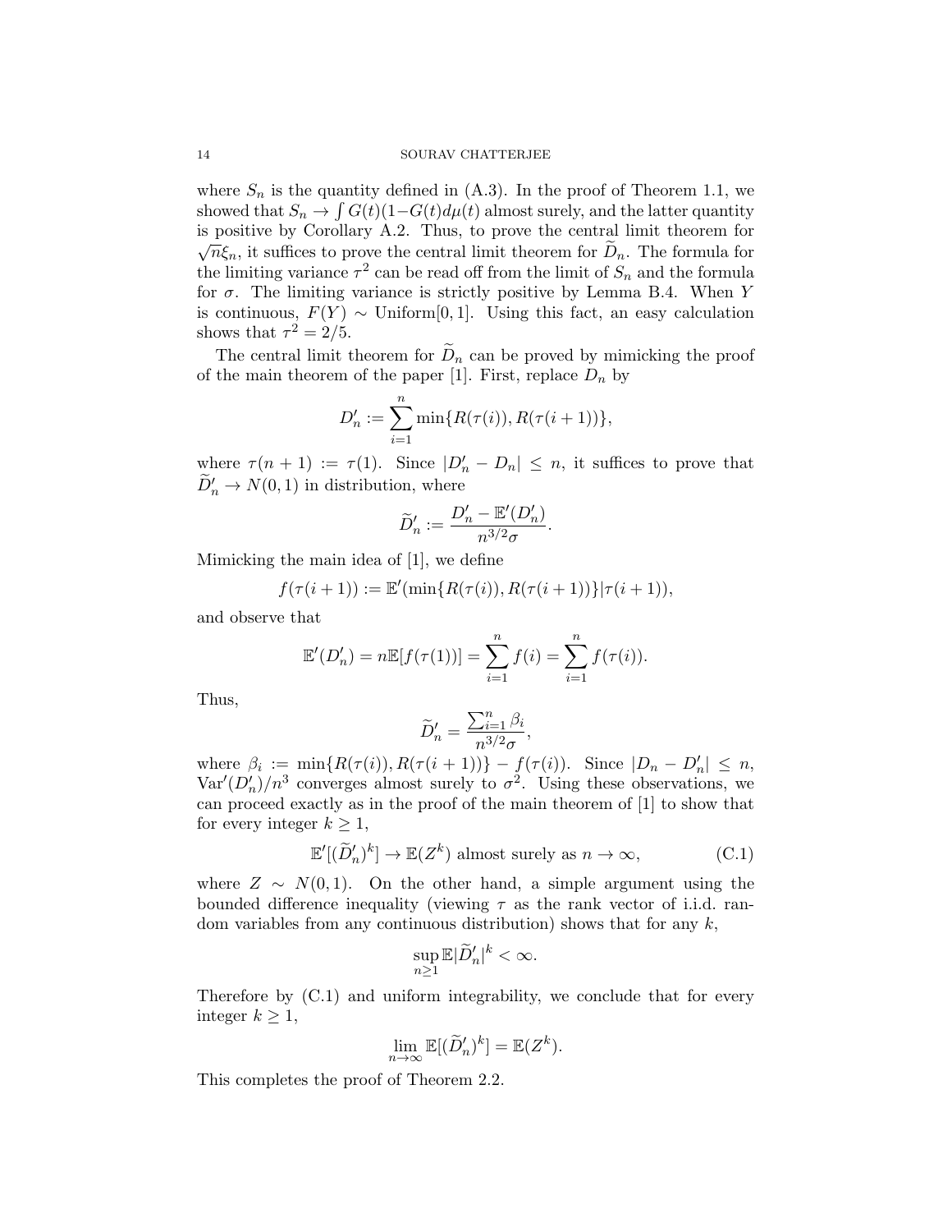where $S_n$ is the quantity defined in (A.3). In the proof of Theorem 1.1, we showed that $S_n \to \int G(t)(1-G(t)d\mu(t)$ almost surely, and the latter quantity is positive by Corollary A.2. Thus, to prove the central limit theorem for $\sqrt{n}\xi_n$, it suffices to prove the central limit theorem for $\widetilde{D}_n$. The formula for the limiting variance $\tau^2$ can be read off from the limit of $S_n$ and the formula for $\sigma$. The limiting variance is strictly positive by Lemma B.4. When $Y$ is continuous, $F(Y) \sim \text{Uniform}[0,1]$. Using this fact, an easy calculation shows that $\tau^2 = 2/5$.

The central limit theorem for $\widetilde{D}_n$ can be proved by mimicking the proof of the main theorem of the paper [1]. First, replace $D_n$ by

$$D'_n := \sum_{i=1}^n \min\{R(\tau(i)), R(\tau(i+1))\},$$

where $\tau(n+1) := \tau(1)$. Since $|D'_n - D_n| \le n$, it suffices to prove that $\widetilde{D}'_n \to N(0,1)$ in distribution, where

$$\widetilde{D}'_n := \frac{D'_n - \mathbb{E}'(D'_n)}{n^{3/2}\sigma}.$$

Mimicking the main idea of [1], we define

$$f(\tau(i+1)) := \mathbb{E}'(\min\{R(\tau(i)), R(\tau(i+1))\}|\tau(i+1)),$$

and observe that

$$\mathbb{E}'(D'_n) = n\mathbb{E}[f(\tau(1))] = \sum_{i=1}^n f(i) = \sum_{i=1}^n f(\tau(i)).$$

Thus,

$$\widetilde{D}'_n = \frac{\sum_{i=1}^n \beta_i}{n^{3/2}\sigma},$$

where $\beta_i := \min\{R(\tau(i)), R(\tau(i+1))\} - f(\tau(i))$. Since $|D_n - D'_n| \le n$, $\mathrm{Var}'(D'_n)/n^3$ converges almost surely to $\sigma^2$. Using these observations, we can proceed exactly as in the proof of the main theorem of [1] to show that for every integer $k \ge 1$,

$$\mathbb{E}'[(\widetilde{D}'_n)^k] \to \mathbb{E}(Z^k) \text{ almost surely as } n \to \infty, \tag{C.1}$$

where $Z \sim N(0,1)$. On the other hand, a simple argument using the bounded difference inequality (viewing $\tau$ as the rank vector of i.i.d. random variables from any continuous distribution) shows that for any $k$,

$$\sup_{n\ge 1} \mathbb{E}|\widetilde{D}'_n|^k < \infty.$$

Therefore by (C.1) and uniform integrability, we conclude that for every integer $k \ge 1$,

$$\lim_{n\to\infty} \mathbb{E}[(\widetilde{D}'_n)^k] = \mathbb{E}(Z^k).$$

This completes the proof of Theorem 2.2.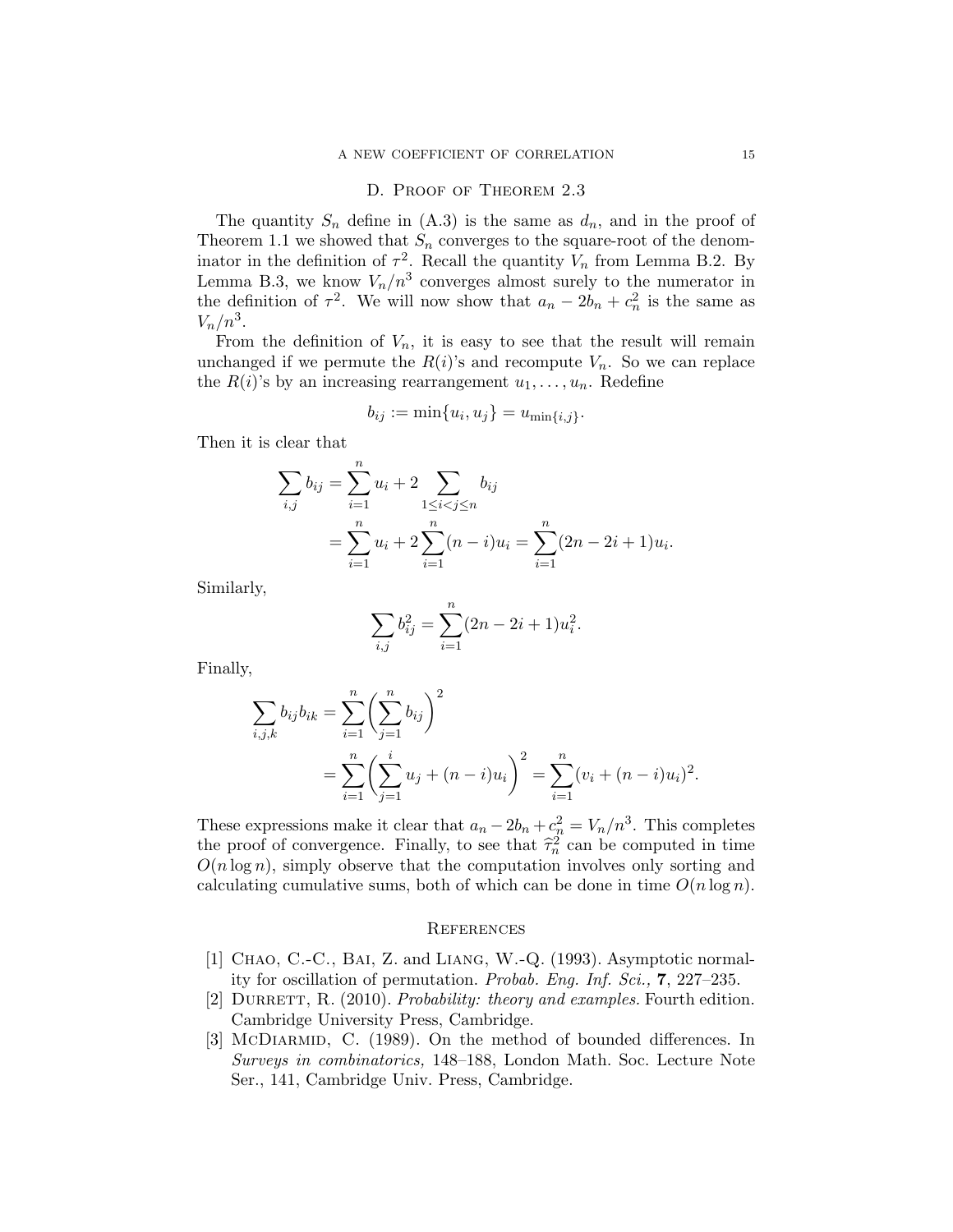## D. Proof of Theorem 2.3

The quantity $S_n$ define in (A.3) is the same as $d_n$, and in the proof of Theorem 1.1 we showed that $S_n$ converges to the square-root of the denominator in the definition of $\tau^2$. Recall the quantity $V_n$ from Lemma B.2. By Lemma B.3, we know $V_n/n^3$ converges almost surely to the numerator in the definition of $\tau^2$. We will now show that $a_n - 2b_n + c_n^2$ is the same as $V_n/n^3$.

From the definition of $V_n$, it is easy to see that the result will remain unchanged if we permute the $R(i)$'s and recompute $V_n$. So we can replace the $R(i)$'s by an increasing rearrangement $u_1, \ldots, u_n$. Redefine

$$b_{ij} := \min\{u_i, u_j\} = u_{\min\{i,j\}}.$$

Then it is clear that

$$\begin{aligned}\sum_{i,j} b_{ij} &= \sum_{i=1}^n u_i + 2\sum_{1\le i<j\le n} b_{ij} \\ &= \sum_{i=1}^n u_i + 2\sum_{i=1}^n (n-i)u_i = \sum_{i=1}^n (2n-2i+1)u_i.\end{aligned}$$

Similarly,

$$\sum_{i,j} b_{ij}^2 = \sum_{i=1}^n (2n-2i+1)u_i^2.$$

Finally,

$$\begin{aligned}\sum_{i,j,k} b_{ij}b_{ik} &= \sum_{i=1}^n \biggl(\sum_{j=1}^n b_{ij}\biggr)^2 \\ &= \sum_{i=1}^n \biggl(\sum_{j=1}^i u_j + (n-i)u_i\biggr)^2 = \sum_{i=1}^n (v_i + (n-i)u_i)^2.\end{aligned}$$

These expressions make it clear that $a_n - 2b_n + c_n^2 = V_n/n^3$. This completes the proof of convergence. Finally, to see that $\hat{\tau}_n^2$ can be computed in time $O(n\log n)$, simply observe that the computation involves only sorting and calculating cumulative sums, both of which can be done in time $O(n\log n)$.

## References

[1] Chao, C.-C., Bai, Z. and Liang, W.-Q. (1993). Asymptotic normality for oscillation of permutation. *Probab. Eng. Inf. Sci.,* **7**, 227–235.

[2] Durrett, R. (2010). *Probability: theory and examples.* Fourth edition. Cambridge University Press, Cambridge.

[3] McDiarmid, C. (1989). On the method of bounded differences. In *Surveys in combinatorics,* 148–188, London Math. Soc. Lecture Note Ser., 141, Cambridge Univ. Press, Cambridge.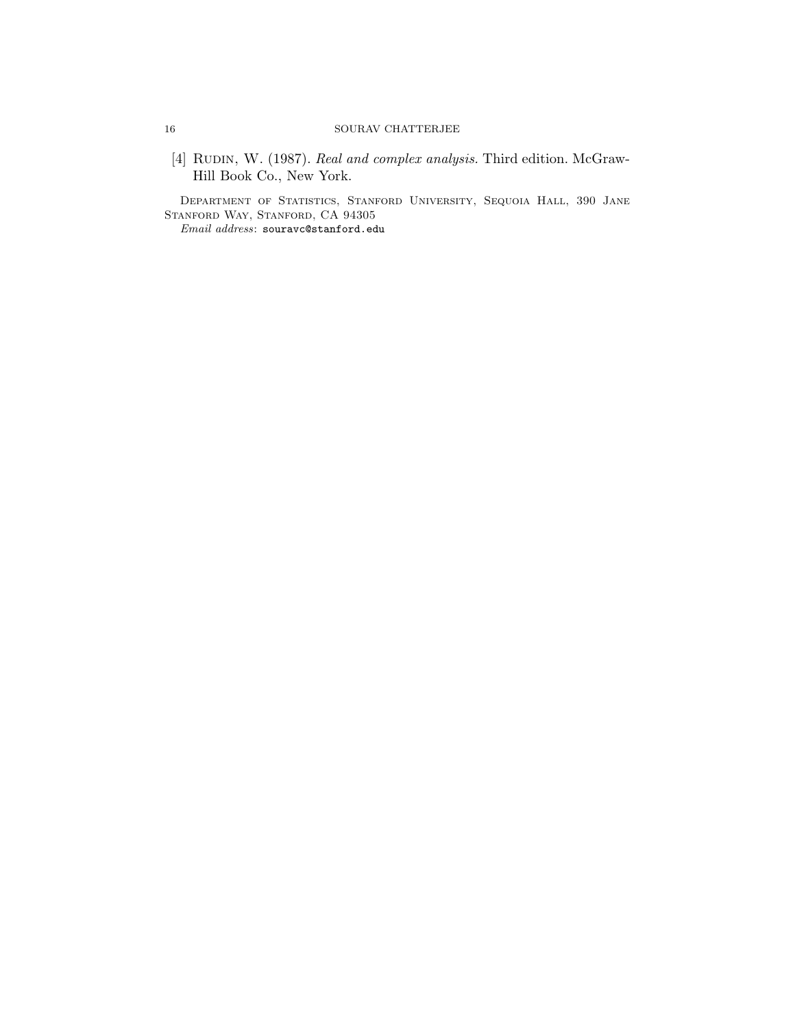[4] Rudin, W. (1987). *Real and complex analysis.* Third edition. McGraw-Hill Book Co., New York.

Department of Statistics, Stanford University, Sequoia Hall, 390 Jane Stanford Way, Stanford, CA 94305

*Email address*: souravc@stanford.edu